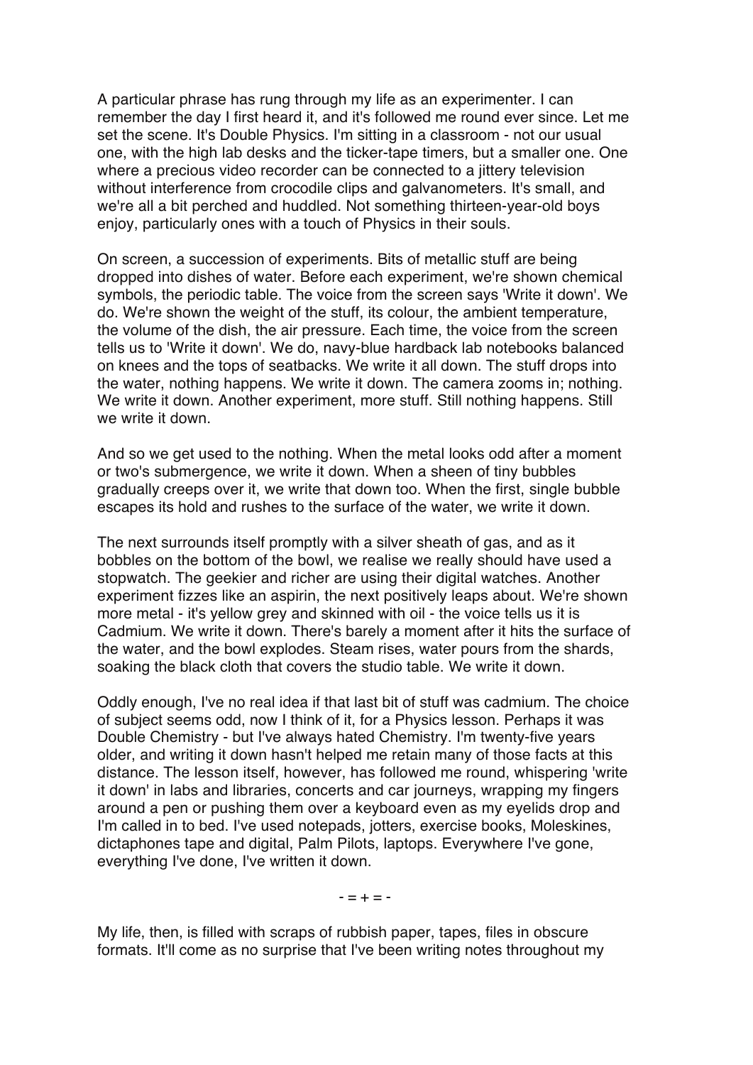A particular phrase has rung through my life as an experimenter. I can remember the day I first heard it, and it's followed me round ever since. Let me set the scene. It's Double Physics. I'm sitting in a classroom - not our usual one, with the high lab desks and the ticker-tape timers, but a smaller one. One where a precious video recorder can be connected to a jittery television without interference from crocodile clips and galvanometers. It's small, and we're all a bit perched and huddled. Not something thirteen-year-old boys enjoy, particularly ones with a touch of Physics in their souls.

On screen, a succession of experiments. Bits of metallic stuff are being dropped into dishes of water. Before each experiment, we're shown chemical symbols, the periodic table. The voice from the screen says 'Write it down'. We do. We're shown the weight of the stuff, its colour, the ambient temperature, the volume of the dish, the air pressure. Each time, the voice from the screen tells us to 'Write it down'. We do, navy-blue hardback lab notebooks balanced on knees and the tops of seatbacks. We write it all down. The stuff drops into the water, nothing happens. We write it down. The camera zooms in; nothing. We write it down. Another experiment, more stuff. Still nothing happens. Still we write it down.

And so we get used to the nothing. When the metal looks odd after a moment or two's submergence, we write it down. When a sheen of tiny bubbles gradually creeps over it, we write that down too. When the first, single bubble escapes its hold and rushes to the surface of the water, we write it down.

The next surrounds itself promptly with a silver sheath of gas, and as it bobbles on the bottom of the bowl, we realise we really should have used a stopwatch. The geekier and richer are using their digital watches. Another experiment fizzes like an aspirin, the next positively leaps about. We're shown more metal - it's yellow grey and skinned with oil - the voice tells us it is Cadmium. We write it down. There's barely a moment after it hits the surface of the water, and the bowl explodes. Steam rises, water pours from the shards, soaking the black cloth that covers the studio table. We write it down.

Oddly enough, I've no real idea if that last bit of stuff was cadmium. The choice of subject seems odd, now I think of it, for a Physics lesson. Perhaps it was Double Chemistry - but I've always hated Chemistry. I'm twenty-five years older, and writing it down hasn't helped me retain many of those facts at this distance. The lesson itself, however, has followed me round, whispering 'write it down' in labs and libraries, concerts and car journeys, wrapping my fingers around a pen or pushing them over a keyboard even as my eyelids drop and I'm called in to bed. I've used notepads, jotters, exercise books, Moleskines, dictaphones tape and digital, Palm Pilots, laptops. Everywhere I've gone, everything I've done, I've written it down.

- = + = -

My life, then, is filled with scraps of rubbish paper, tapes, files in obscure formats. It'll come as no surprise that I've been writing notes throughout my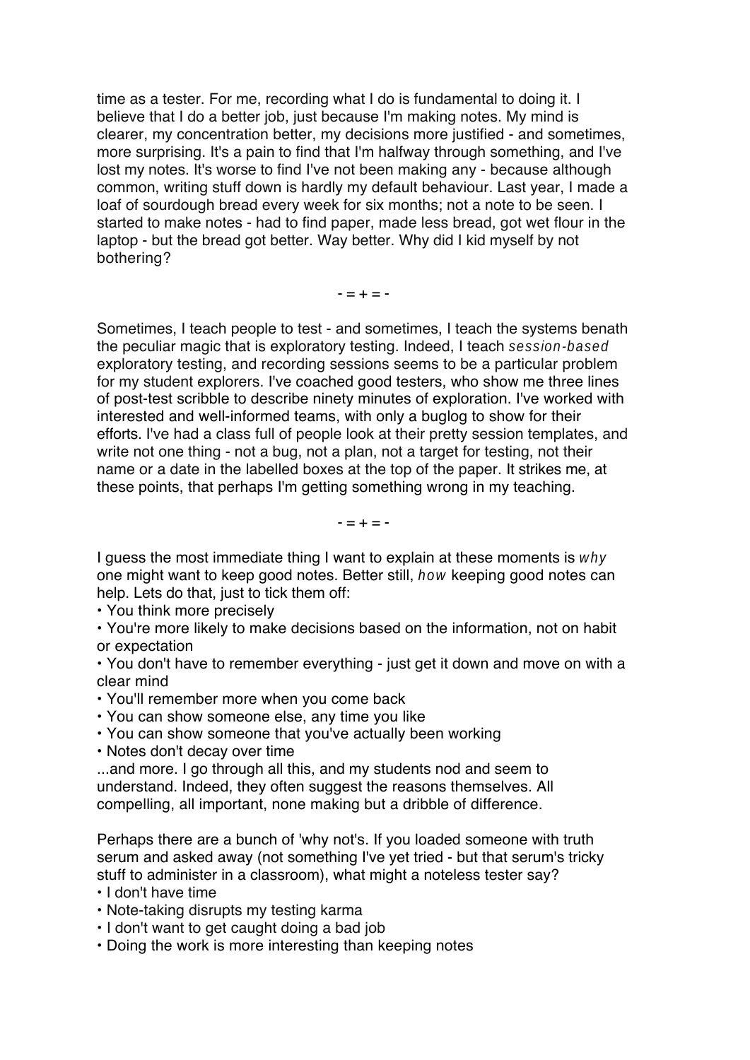time as a tester. For me, recording what I do is fundamental to doing it. I believe that I do a better job, just because I'm making notes. My mind is clearer, my concentration better, my decisions more justified - and sometimes, more surprising. It's a pain to find that I'm halfway through something, and I've lost my notes. It's worse to find I've not been making any - because although common, writing stuff down is hardly my default behaviour. Last year, I made a loaf of sourdough bread every week for six months; not a note to be seen. I started to make notes - had to find paper, made less bread, got wet flour in the laptop - but the bread got better. Way better. Why did I kid myself by not bothering?

- = + = -

Sometimes, I teach people to test - and sometimes, I teach the systems benath the peculiar magic that is exploratory testing. Indeed, I teach *session-based* exploratory testing, and recording sessions seems to be a particular problem for my student explorers. I've coached good testers, who show me three lines of post-test scribble to describe ninety minutes of exploration. I've worked with interested and well-informed teams, with only a buglog to show for their efforts. I've had a class full of people look at their pretty session templates, and write not one thing - not a bug, not a plan, not a target for testing, not their name or a date in the labelled boxes at the top of the paper. It strikes me, at these points, that perhaps I'm getting something wrong in my teaching.

- = + = -

I guess the most immediate thing I want to explain at these moments is *why* one might want to keep good notes. Better still, *how* keeping good notes can help. Lets do that, just to tick them off:

- You think more precisely
- You're more likely to make decisions based on the information, not on habit or expectation
- You don't have to remember everything - just get it down and move on with a clear mind
- You'll remember more when you come back
- You can show someone else, any time you like
- You can show someone that you've actually been working
- Notes don't decay over time

...and more. I go through all this, and my students nod and seem to understand. Indeed, they often suggest the reasons themselves. All compelling, all important, none making but a dribble of difference.

Perhaps there are a bunch of 'why not's. If you loaded someone with truth serum and asked away (not something I've yet tried - but that serum's tricky stuff to administer in a classroom), what might a noteless tester say?

- I don't have time
- Note-taking disrupts my testing karma
- I don't want to get caught doing a bad job
- Doing the work is more interesting than keeping notes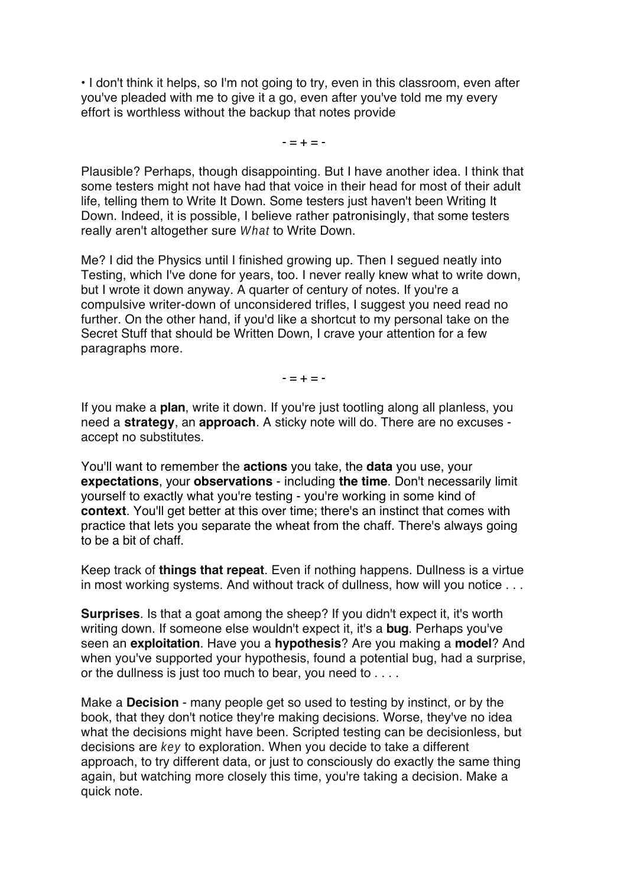• I don't think it helps, so I'm not going to try, even in this classroom, even after you've pleaded with me to give it a go, even after you've told me my every effort is worthless without the backup that notes provide

- = + = -

Plausible? Perhaps, though disappointing. But I have another idea. I think that some testers might not have had that voice in their head for most of their adult life, telling them to Write It Down. Some testers just haven't been Writing It Down. Indeed, it is possible, I believe rather patronisingly, that some testers really aren't altogether sure *What* to Write Down.

Me? I did the Physics until I finished growing up. Then I segued neatly into Testing, which I've done for years, too. I never really knew what to write down, but I wrote it down anyway. A quarter of century of notes. If you're a compulsive writer-down of unconsidered trifles, I suggest you need read no further. On the other hand, if you'd like a shortcut to my personal take on the Secret Stuff that should be Written Down, I crave your attention for a few paragraphs more.

- = + = -

If you make a **plan**, write it down. If you're just tootling along all planless, you need a **strategy**, an **approach**. A sticky note will do. There are no excuses - accept no substitutes.

You'll want to remember the **actions** you take, the **data** you use, your **expectations**, your **observations** - including **the time**. Don't necessarily limit yourself to exactly what you're testing - you're working in some kind of **context**. You'll get better at this over time; there's an instinct that comes with practice that lets you separate the wheat from the chaff. There's always going to be a bit of chaff.

Keep track of **things that repeat**. Even if nothing happens. Dullness is a virtue in most working systems. And without track of dullness, how will you notice . . .

**Surprises**. Is that a goat among the sheep? If you didn't expect it, it's worth writing down. If someone else wouldn't expect it, it's a **bug**. Perhaps you've seen an **exploitation**. Have you a **hypothesis**? Are you making a **model**? And when you've supported your hypothesis, found a potential bug, had a surprise, or the dullness is just too much to bear, you need to . . . .

Make a **Decision** - many people get so used to testing by instinct, or by the book, that they don't notice they're making decisions. Worse, they've no idea what the decisions might have been. Scripted testing can be decisionless, but decisions are *key* to exploration. When you decide to take a different approach, to try different data, or just to consciously do exactly the same thing again, but watching more closely this time, you're taking a decision. Make a quick note.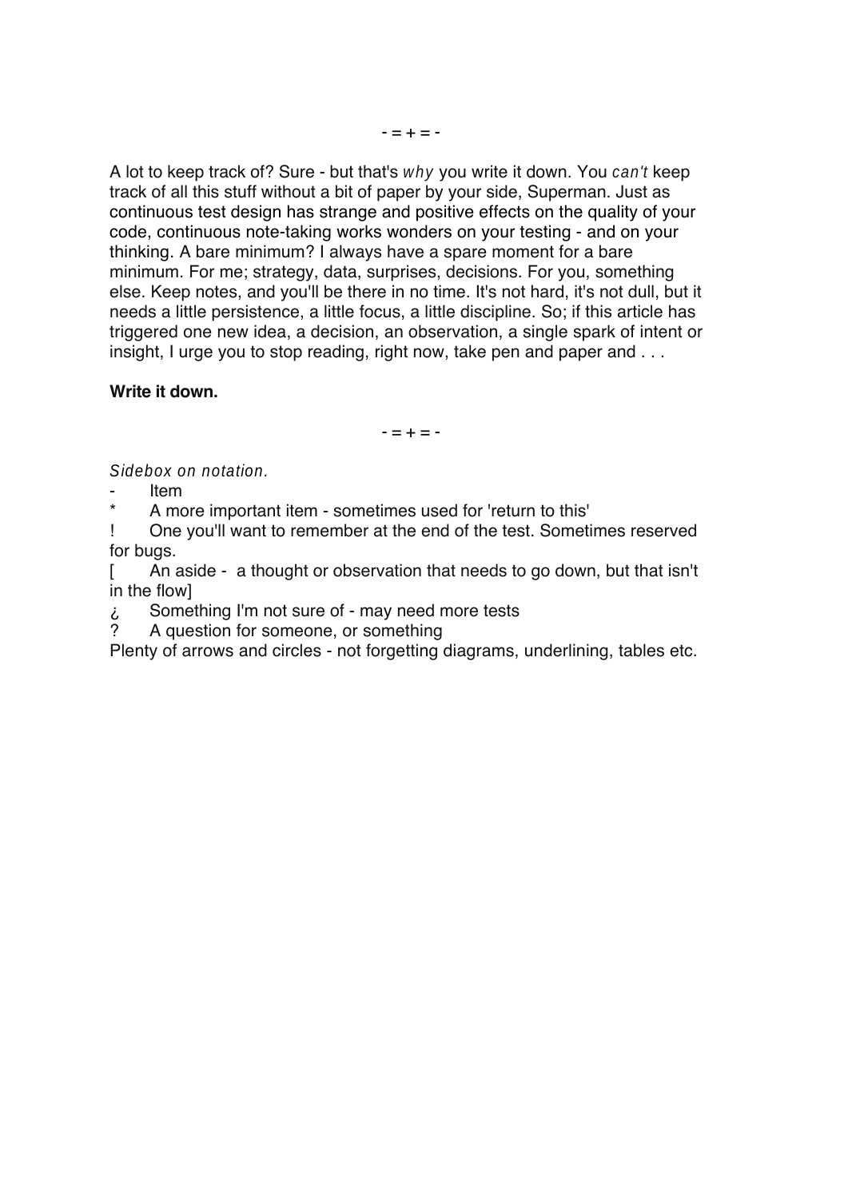- = + = -

A lot to keep track of? Sure - but that's *why* you write it down. You *can't* keep track of all this stuff without a bit of paper by your side, Superman. Just as continuous test design has strange and positive effects on the quality of your code, continuous note-taking works wonders on your testing - and on your thinking. A bare minimum? I always have a spare moment for a bare minimum. For me; strategy, data, surprises, decisions. For you, something else. Keep notes, and you'll be there in no time. It's not hard, it's not dull, but it needs a little persistence, a little focus, a little discipline. So; if this article has triggered one new idea, a decision, an observation, a single spark of intent or insight, I urge you to stop reading, right now, take pen and paper and . . .

**Write it down.**

- = + = -

*Sidebox on notation.*

- Item
* A more important item - sometimes used for 'return to this'
! One you'll want to remember at the end of the test. Sometimes reserved for bugs.
[ An aside - a thought or observation that needs to go down, but that isn't in the flow]
¿ Something I'm not sure of - may need more tests
? A question for someone, or something

Plenty of arrows and circles - not forgetting diagrams, underlining, tables etc.